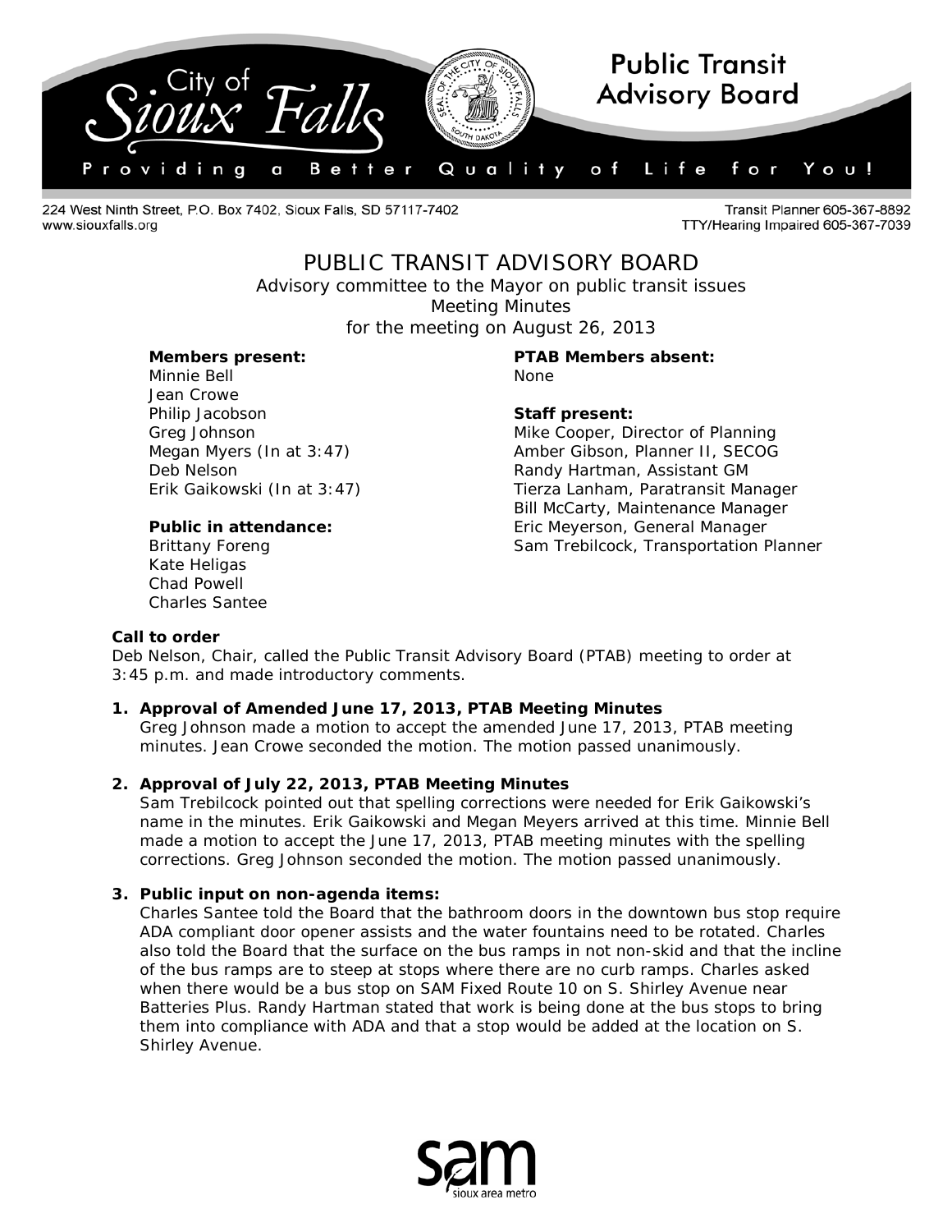# City of Sioux Falls — Public Transit Advisory Board

Providing a Better Quality of Life for You!

224 West Ninth Street, P.O. Box 7402, Sioux Falls, SD 57117-7402
www.siouxfalls.org

Transit Planner 605-367-8892
TTY/Hearing Impaired 605-367-7039

## PUBLIC TRANSIT ADVISORY BOARD

Advisory committee to the Mayor on public transit issues
Meeting Minutes
for the meeting on August 26, 2013

**Members present:**
Minnie Bell
Jean Crowe
Philip Jacobson
Greg Johnson
Megan Myers (In at 3:47)
Deb Nelson
Erik Gaikowski (In at 3:47)

**Public in attendance:**
Brittany Foreng
Kate Heligas
Chad Powell
Charles Santee

**PTAB Members absent:**
None

**Staff present:**
Mike Cooper, Director of Planning
Amber Gibson, Planner II, SECOG
Randy Hartman, Assistant GM
Tierza Lanham, Paratransit Manager
Bill McCarty, Maintenance Manager
Eric Meyerson, General Manager
Sam Trebilcock, Transportation Planner

**Call to order**
Deb Nelson, Chair, called the Public Transit Advisory Board (PTAB) meeting to order at 3:45 p.m. and made introductory comments.

1. **Approval of Amended June 17, 2013, PTAB Meeting Minutes**
   Greg Johnson made a motion to accept the amended June 17, 2013, PTAB meeting minutes. Jean Crowe seconded the motion. The motion passed unanimously.

2. **Approval of July 22, 2013, PTAB Meeting Minutes**
   Sam Trebilcock pointed out that spelling corrections were needed for Erik Gaikowski's name in the minutes. Erik Gaikowski and Megan Meyers arrived at this time. Minnie Bell made a motion to accept the June 17, 2013, PTAB meeting minutes with the spelling corrections. Greg Johnson seconded the motion. The motion passed unanimously.

3. **Public input on non-agenda items:**
   Charles Santee told the Board that the bathroom doors in the downtown bus stop require ADA compliant door opener assists and the water fountains need to be rotated. Charles also told the Board that the surface on the bus ramps in not non-skid and that the incline of the bus ramps are to steep at stops where there are no curb ramps. Charles asked when there would be a bus stop on SAM Fixed Route 10 on S. Shirley Avenue near Batteries Plus. Randy Hartman stated that work is being done at the bus stops to bring them into compliance with ADA and that a stop would be added at the location on S. Shirley Avenue.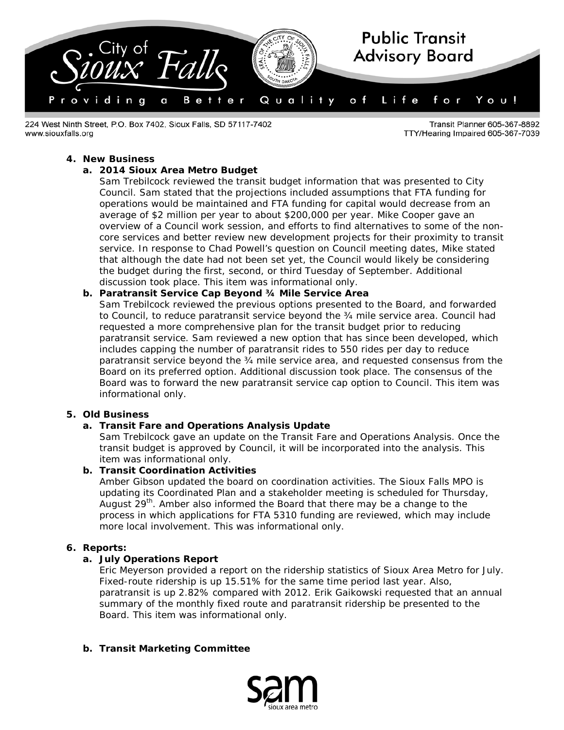4. **New Business**
   a. **2014 Sioux Area Metro Budget**
      Sam Trebilcock reviewed the transit budget information that was presented to City Council. Sam stated that the projections included assumptions that FTA funding for operations would be maintained and FTA funding for capital would decrease from an average of $2 million per year to about $200,000 per year. Mike Cooper gave an overview of a Council work session, and efforts to find alternatives to some of the non-core services and better review new development projects for their proximity to transit service. In response to Chad Powell's question on Council meeting dates, Mike stated that although the date had not been set yet, the Council would likely be considering the budget during the first, second, or third Tuesday of September. Additional discussion took place. This item was informational only.
   b. **Paratransit Service Cap Beyond ¾ Mile Service Area**
      Sam Trebilcock reviewed the previous options presented to the Board, and forwarded to Council, to reduce paratransit service beyond the ¾ mile service area. Council had requested a more comprehensive plan for the transit budget prior to reducing paratransit service. Sam reviewed a new option that has since been developed, which includes capping the number of paratransit rides to 550 rides per day to reduce paratransit service beyond the ¾ mile service area, and requested consensus from the Board on its preferred option. Additional discussion took place. The consensus of the Board was to forward the new paratransit service cap option to Council. This item was informational only.

5. **Old Business**
   a. **Transit Fare and Operations Analysis Update**
      Sam Trebilcock gave an update on the Transit Fare and Operations Analysis. Once the transit budget is approved by Council, it will be incorporated into the analysis. This item was informational only.
   b. **Transit Coordination Activities**
      Amber Gibson updated the board on coordination activities. The Sioux Falls MPO is updating its Coordinated Plan and a stakeholder meeting is scheduled for Thursday, August 29th. Amber also informed the Board that there may be a change to the process in which applications for FTA 5310 funding are reviewed, which may include more local involvement. This was informational only.

6. **Reports:**
   a. **July Operations Report**
      Eric Meyerson provided a report on the ridership statistics of Sioux Area Metro for July. Fixed-route ridership is up 15.51% for the same time period last year. Also, paratransit is up 2.82% compared with 2012. Erik Gaikowski requested that an annual summary of the monthly fixed route and paratransit ridership be presented to the Board. This item was informational only.

   b. **Transit Marketing Committee**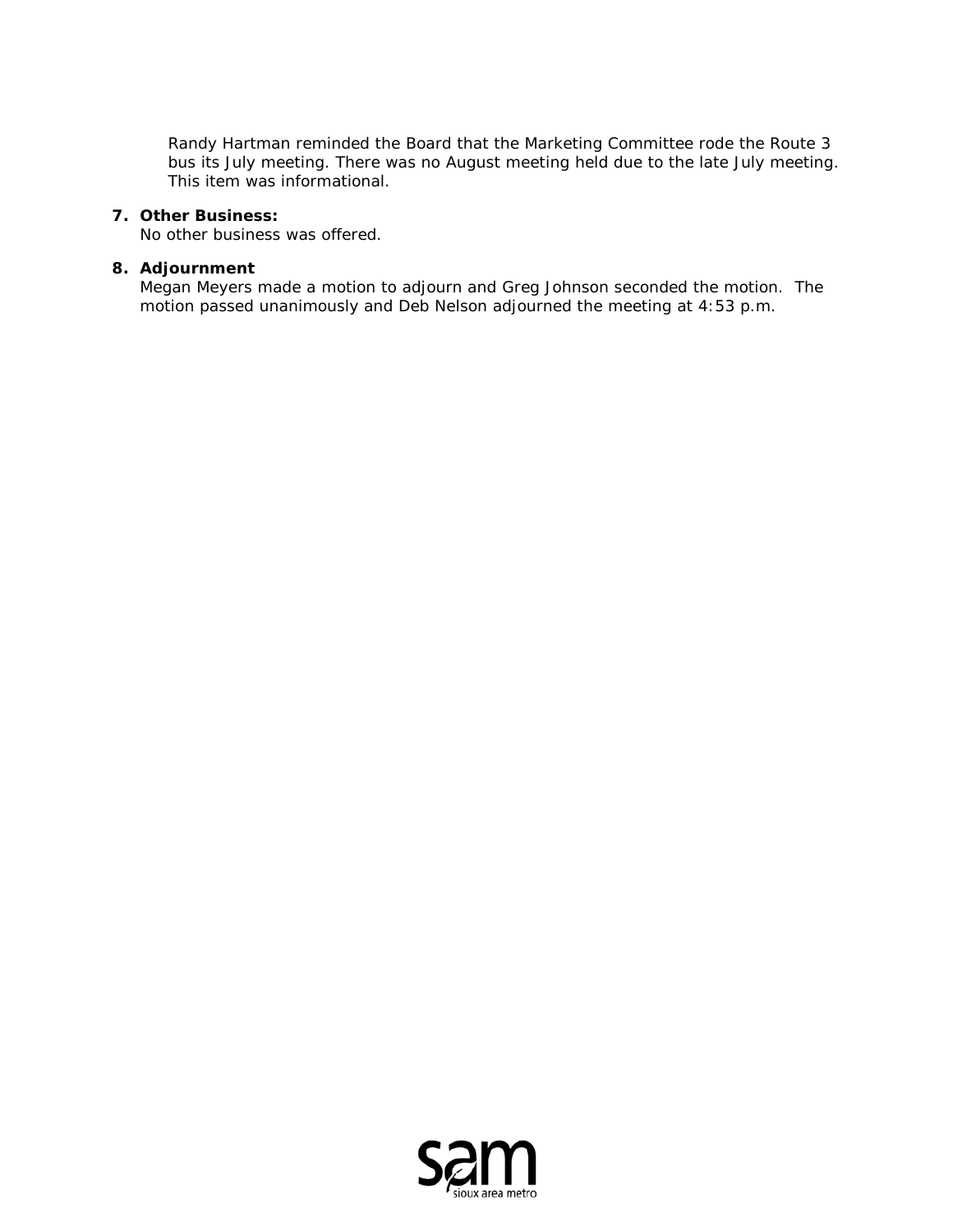Randy Hartman reminded the Board that the Marketing Committee rode the Route 3 bus its July meeting. There was no August meeting held due to the late July meeting. This item was informational.

7. **Other Business:**
   No other business was offered.

8. **Adjournment**
   Megan Meyers made a motion to adjourn and Greg Johnson seconded the motion. The motion passed unanimously and Deb Nelson adjourned the meeting at 4:53 p.m.